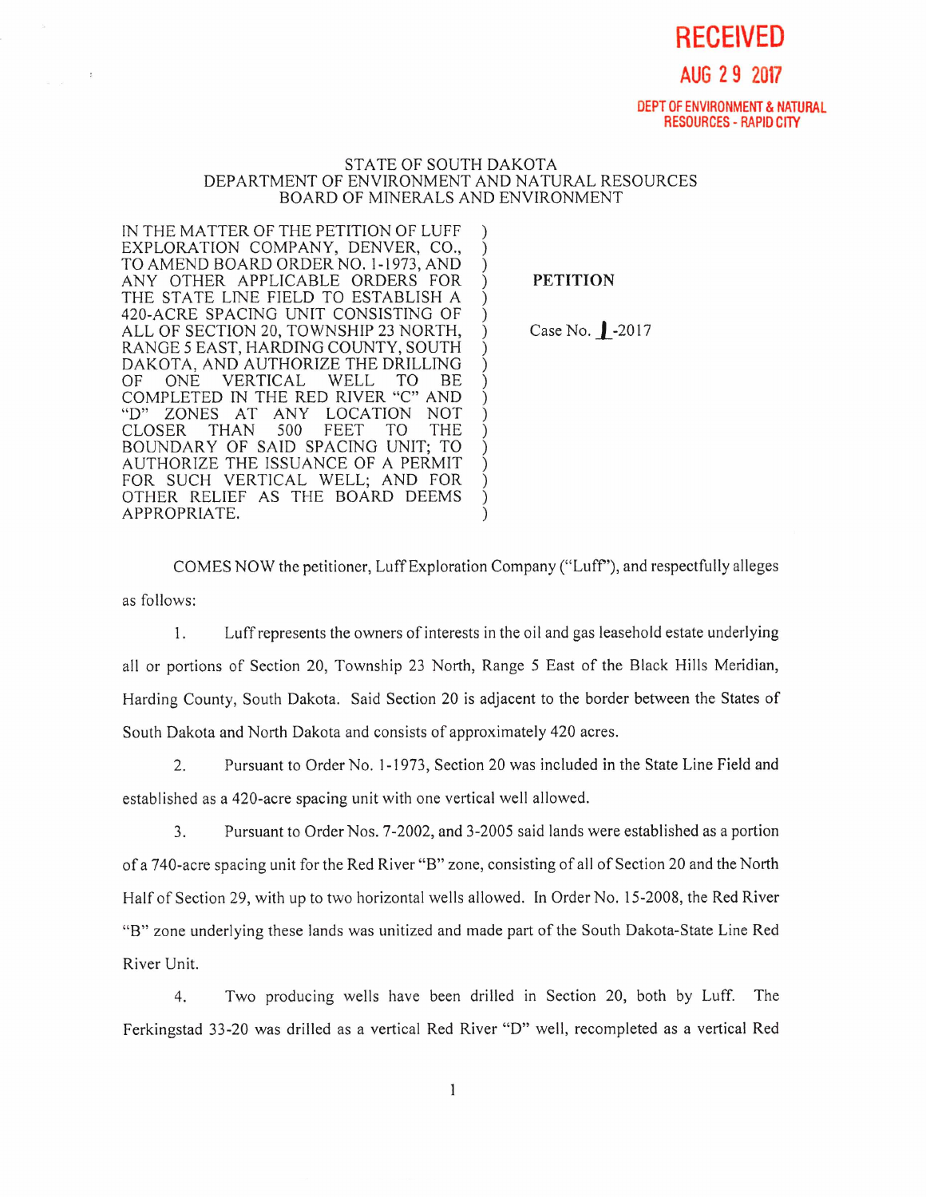**RECEIVED**

**AUG 29 2017**

**DEPT OF ENVIRONMENT & NATURAL RESOURCES - RAPID CITY**

STATE OF SOUTH DAKOTA
DEPARTMENT OF ENVIRONMENT AND NATURAL RESOURCES
BOARD OF MINERALS AND ENVIRONMENT

| | |
|---|---|
| IN THE MATTER OF THE PETITION OF LUFF EXPLORATION COMPANY, DENVER, CO., TO AMEND BOARD ORDER NO. 1-1973, AND ANY OTHER APPLICABLE ORDERS FOR THE STATE LINE FIELD TO ESTABLISH A 420-ACRE SPACING UNIT CONSISTING OF ALL OF SECTION 20, TOWNSHIP 23 NORTH, RANGE 5 EAST, HARDING COUNTY, SOUTH DAKOTA, AND AUTHORIZE THE DRILLING OF ONE VERTICAL WELL TO BE COMPLETED IN THE RED RIVER "C" AND "D" ZONES AT ANY LOCATION NOT CLOSER THAN 500 FEET TO THE BOUNDARY OF SAID SPACING UNIT; TO AUTHORIZE THE ISSUANCE OF A PERMIT FOR SUCH VERTICAL WELL; AND FOR OTHER RELIEF AS THE BOARD DEEMS APPROPRIATE. | **PETITION**<br><br>Case No. 1-2017 |

COMES NOW the petitioner, Luff Exploration Company ("Luff"), and respectfully alleges as follows:

1. Luff represents the owners of interests in the oil and gas leasehold estate underlying all or portions of Section 20, Township 23 North, Range 5 East of the Black Hills Meridian, Harding County, South Dakota. Said Section 20 is adjacent to the border between the States of South Dakota and North Dakota and consists of approximately 420 acres.

2. Pursuant to Order No. 1-1973, Section 20 was included in the State Line Field and established as a 420-acre spacing unit with one vertical well allowed.

3. Pursuant to Order Nos. 7-2002, and 3-2005 said lands were established as a portion of a 740-acre spacing unit for the Red River "B" zone, consisting of all of Section 20 and the North Half of Section 29, with up to two horizontal wells allowed. In Order No. 15-2008, the Red River "B" zone underlying these lands was unitized and made part of the South Dakota-State Line Red River Unit.

4. Two producing wells have been drilled in Section 20, both by Luff. The Ferkingstad 33-20 was drilled as a vertical Red River "D" well, recompleted as a vertical Red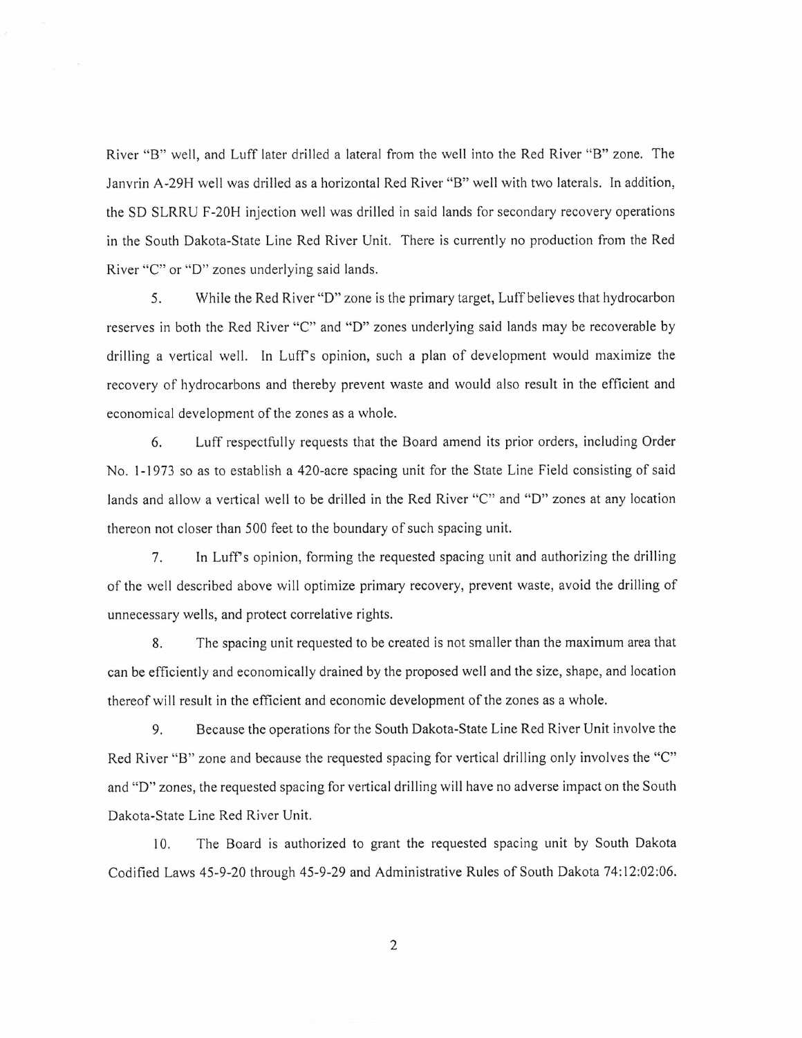River "B" well, and Luff later drilled a lateral from the well into the Red River "B" zone. The Janvrin A-29H well was drilled as a horizontal Red River "B" well with two laterals. In addition, the SD SLRRU F-20H injection well was drilled in said lands for secondary recovery operations in the South Dakota-State Line Red River Unit. There is currently no production from the Red River "C" or "D" zones underlying said lands.

5. While the Red River "D" zone is the primary target, Luff believes that hydrocarbon reserves in both the Red River "C" and "D" zones underlying said lands may be recoverable by drilling a vertical well. In Luff's opinion, such a plan of development would maximize the recovery of hydrocarbons and thereby prevent waste and would also result in the efficient and economical development of the zones as a whole.

6. Luff respectfully requests that the Board amend its prior orders, including Order No. 1-1973 so as to establish a 420-acre spacing unit for the State Line Field consisting of said lands and allow a vertical well to be drilled in the Red River "C" and "D" zones at any location thereon not closer than 500 feet to the boundary of such spacing unit.

7. In Luff's opinion, forming the requested spacing unit and authorizing the drilling of the well described above will optimize primary recovery, prevent waste, avoid the drilling of unnecessary wells, and protect correlative rights.

8. The spacing unit requested to be created is not smaller than the maximum area that can be efficiently and economically drained by the proposed well and the size, shape, and location thereof will result in the efficient and economic development of the zones as a whole.

9. Because the operations for the South Dakota-State Line Red River Unit involve the Red River "B" zone and because the requested spacing for vertical drilling only involves the "C" and "D" zones, the requested spacing for vertical drilling will have no adverse impact on the South Dakota-State Line Red River Unit.

10. The Board is authorized to grant the requested spacing unit by South Dakota Codified Laws 45-9-20 through 45-9-29 and Administrative Rules of South Dakota 74:12:02:06.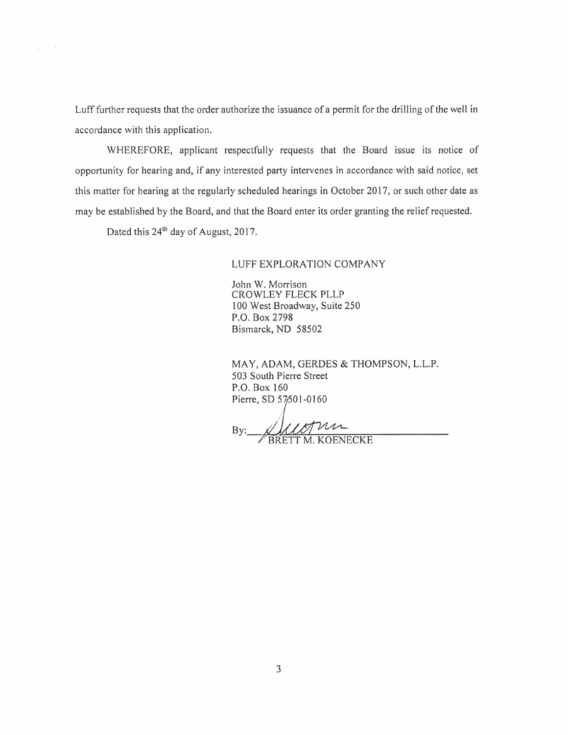Luff further requests that the order authorize the issuance of a permit for the drilling of the well in accordance with this application.

WHEREFORE, applicant respectfully requests that the Board issue its notice of opportunity for hearing and, if any interested party intervenes in accordance with said notice, set this matter for hearing at the regularly scheduled hearings in October 2017, or such other date as may be established by the Board, and that the Board enter its order granting the relief requested.

Dated this 24th day of August, 2017.

LUFF EXPLORATION COMPANY

John W. Morrison
CROWLEY FLECK PLLP
100 West Broadway, Suite 250
P.O. Box 2798
Bismarck, ND 58502

MAY, ADAM, GERDES & THOMPSON, L.L.P.
503 South Pierre Street
P.O. Box 160
Pierre, SD 57501-0160

By: ______________________
BRETT M. KOENECKE